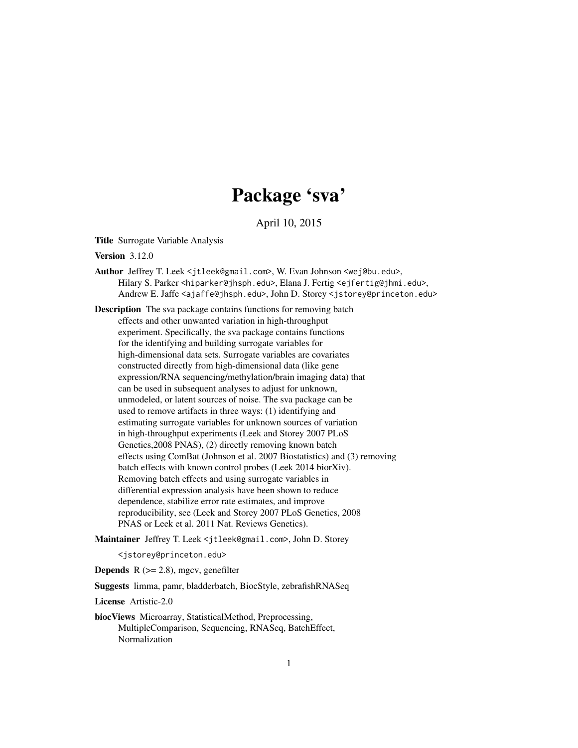# Package 'sva'

April 10, 2015

**Title** Surrogate Variable Analysis

**Version** 3.12.0

**Author** Jeffrey T. Leek <jtleek@gmail.com>, W. Evan Johnson <wej@bu.edu>, Hilary S. Parker <hiparker@jhsph.edu>, Elana J. Fertig <ejfertig@jhmi.edu>, Andrew E. Jaffe <ajaffe@jhsph.edu>, John D. Storey <jstorey@princeton.edu>

**Description** The sva package contains functions for removing batch effects and other unwanted variation in high-throughput experiment. Specifically, the sva package contains functions for the identifying and building surrogate variables for high-dimensional data sets. Surrogate variables are covariates constructed directly from high-dimensional data (like gene expression/RNA sequencing/methylation/brain imaging data) that can be used in subsequent analyses to adjust for unknown, unmodeled, or latent sources of noise. The sva package can be used to remove artifacts in three ways: (1) identifying and estimating surrogate variables for unknown sources of variation in high-throughput experiments (Leek and Storey 2007 PLoS Genetics,2008 PNAS), (2) directly removing known batch effects using ComBat (Johnson et al. 2007 Biostatistics) and (3) removing batch effects with known control probes (Leek 2014 biorXiv). Removing batch effects and using surrogate variables in differential expression analysis have been shown to reduce dependence, stabilize error rate estimates, and improve reproducibility, see (Leek and Storey 2007 PLoS Genetics, 2008 PNAS or Leek et al. 2011 Nat. Reviews Genetics).

**Maintainer** Jeffrey T. Leek <jtleek@gmail.com>, John D. Storey <jstorey@princeton.edu>

**Depends** R (>= 2.8), mgcv, genefilter

**Suggests** limma, pamr, bladderbatch, BiocStyle, zebrafishRNASeq

**License** Artistic-2.0

**biocViews** Microarray, StatisticalMethod, Preprocessing, MultipleComparison, Sequencing, RNASeq, BatchEffect, Normalization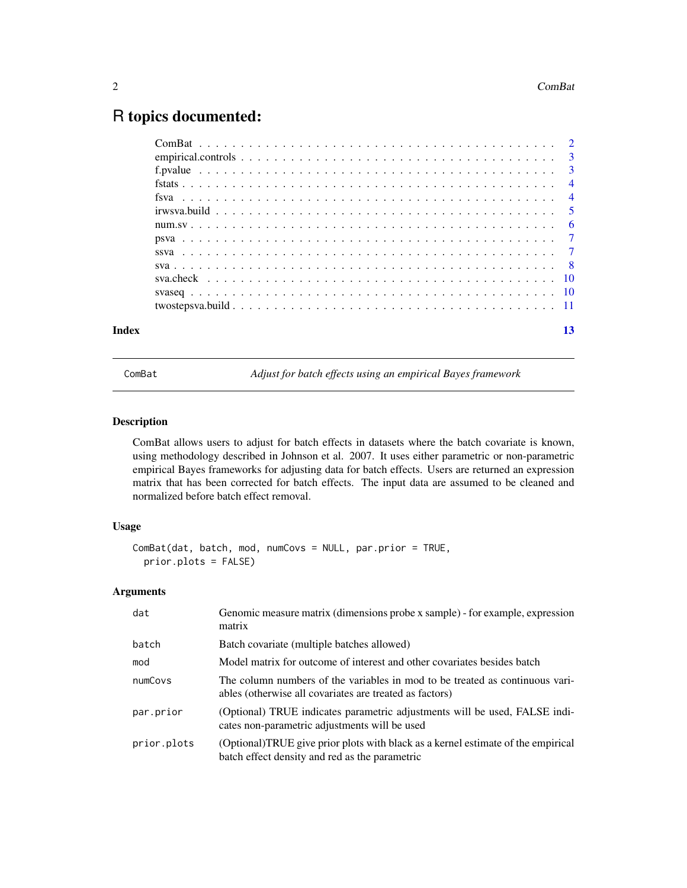# R topics documented:

| | |
|---|---|
| ComBat | 2 |
| empirical.controls | 3 |
| f.pvalue | 3 |
| fstats | 4 |
| fsva | 4 |
| irwsva.build | 5 |
| num.sv | 6 |
| psva | 7 |
| ssva | 7 |
| sva | 8 |
| sva.check | 10 |
| svaseq | 10 |
| twostepsva.build | 11 |
| **Index** | **13** |

---

ComBat — *Adjust for batch effects using an empirical Bayes framework*

---

## Description

ComBat allows users to adjust for batch effects in datasets where the batch covariate is known, using methodology described in Johnson et al. 2007. It uses either parametric or non-parametric empirical Bayes frameworks for adjusting data for batch effects. Users are returned an expression matrix that has been corrected for batch effects. The input data are assumed to be cleaned and normalized before batch effect removal.

## Usage

```
ComBat(dat, batch, mod, numCovs = NULL, par.prior = TRUE,
  prior.plots = FALSE)
```

## Arguments

| | |
|---|---|
| dat | Genomic measure matrix (dimensions probe x sample) - for example, expression matrix |
| batch | Batch covariate (multiple batches allowed) |
| mod | Model matrix for outcome of interest and other covariates besides batch |
| numCovs | The column numbers of the variables in mod to be treated as continuous variables (otherwise all covariates are treated as factors) |
| par.prior | (Optional) TRUE indicates parametric adjustments will be used, FALSE indicates non-parametric adjustments will be used |
| prior.plots | (Optional)TRUE give prior plots with black as a kernel estimate of the empirical batch effect density and red as the parametric |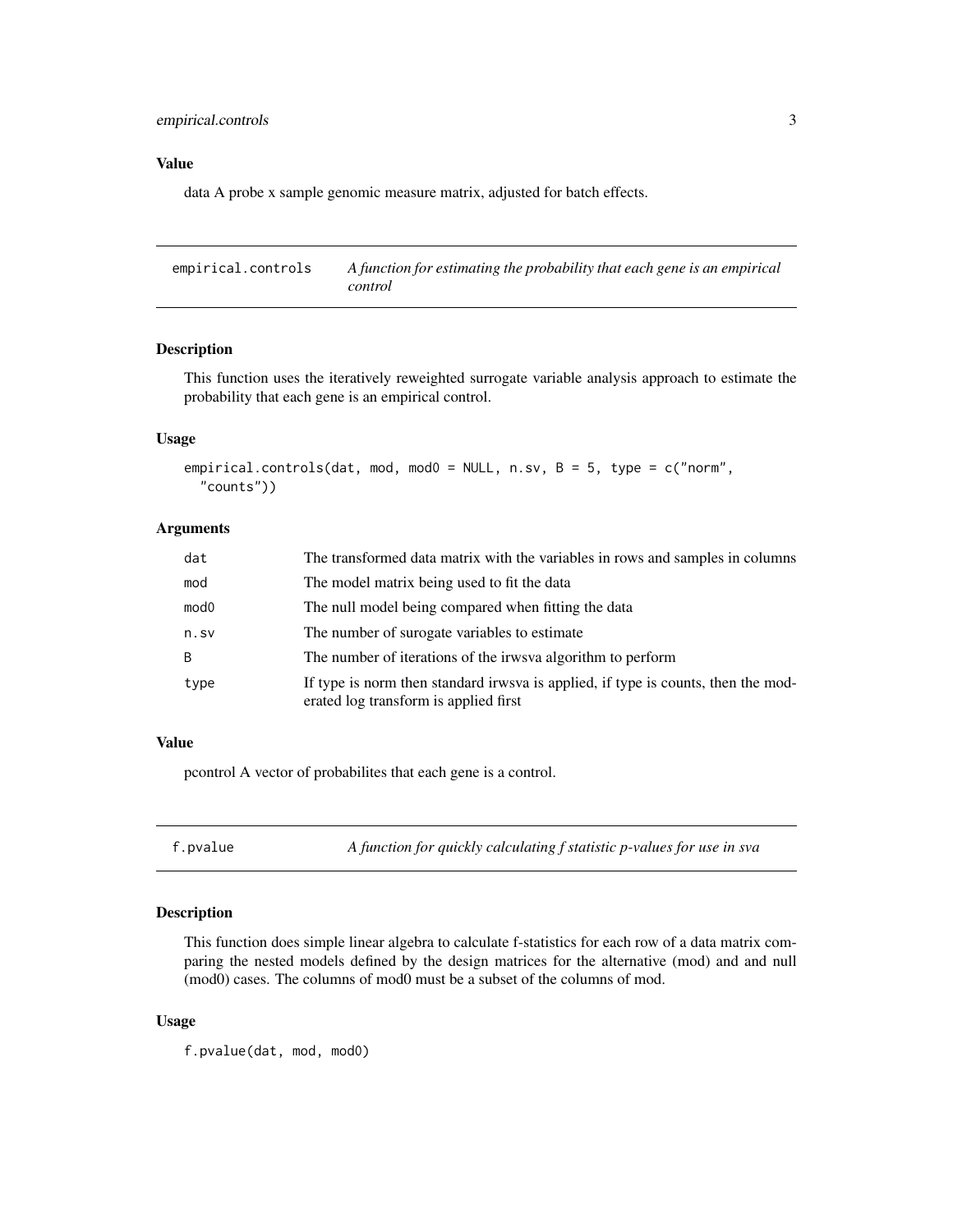### Value

data A probe x sample genomic measure matrix, adjusted for batch effects.

## empirical.controls — *A function for estimating the probability that each gene is an empirical control*

### Description

This function uses the iteratively reweighted surrogate variable analysis approach to estimate the probability that each gene is an empirical control.

### Usage

```
empirical.controls(dat, mod, mod0 = NULL, n.sv, B = 5, type = c("norm",
  "counts"))
```

### Arguments

| | |
|---|---|
| dat | The transformed data matrix with the variables in rows and samples in columns |
| mod | The model matrix being used to fit the data |
| mod0 | The null model being compared when fitting the data |
| n.sv | The number of surogate variables to estimate |
| B | The number of iterations of the irwsva algorithm to perform |
| type | If type is norm then standard irwsva is applied, if type is counts, then the moderated log transform is applied first |

### Value

pcontrol A vector of probabilites that each gene is a control.

## f.pvalue — *A function for quickly calculating f statistic p-values for use in sva*

### Description

This function does simple linear algebra to calculate f-statistics for each row of a data matrix comparing the nested models defined by the design matrices for the alternative (mod) and and null (mod0) cases. The columns of mod0 must be a subset of the columns of mod.

### Usage

```
f.pvalue(dat, mod, mod0)
```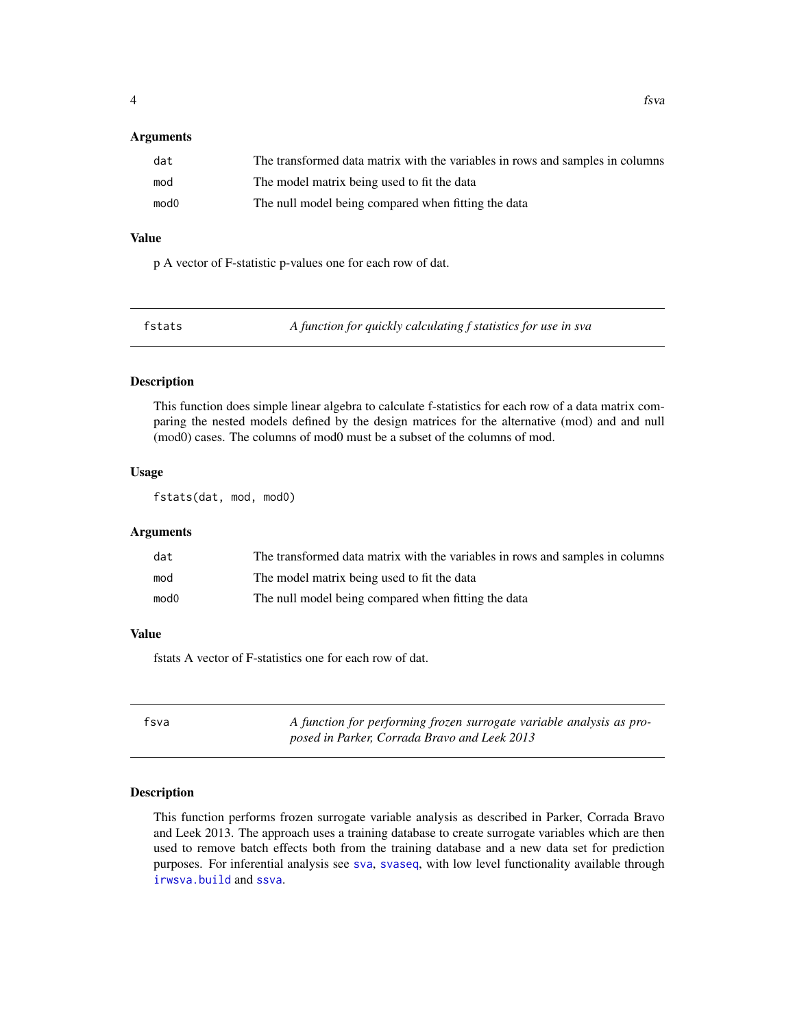### Arguments

| | |
|---|---|
| dat | The transformed data matrix with the variables in rows and samples in columns |
| mod | The model matrix being used to fit the data |
| mod0 | The null model being compared when fitting the data |

### Value

p A vector of F-statistic p-values one for each row of dat.

---

## fstats — *A function for quickly calculating f statistics for use in sva*

### Description

This function does simple linear algebra to calculate f-statistics for each row of a data matrix comparing the nested models defined by the design matrices for the alternative (mod) and and null (mod0) cases. The columns of mod0 must be a subset of the columns of mod.

### Usage

```
fstats(dat, mod, mod0)
```

### Arguments

| | |
|---|---|
| dat | The transformed data matrix with the variables in rows and samples in columns |
| mod | The model matrix being used to fit the data |
| mod0 | The null model being compared when fitting the data |

### Value

fstats A vector of F-statistics one for each row of dat.

---

## fsva — *A function for performing frozen surrogate variable analysis as proposed in Parker, Corrada Bravo and Leek 2013*

### Description

This function performs frozen surrogate variable analysis as described in Parker, Corrada Bravo and Leek 2013. The approach uses a training database to create surrogate variables which are then used to remove batch effects both from the training database and a new data set for prediction purposes. For inferential analysis see sva, svaseq, with low level functionality available through irwsva.build and ssva.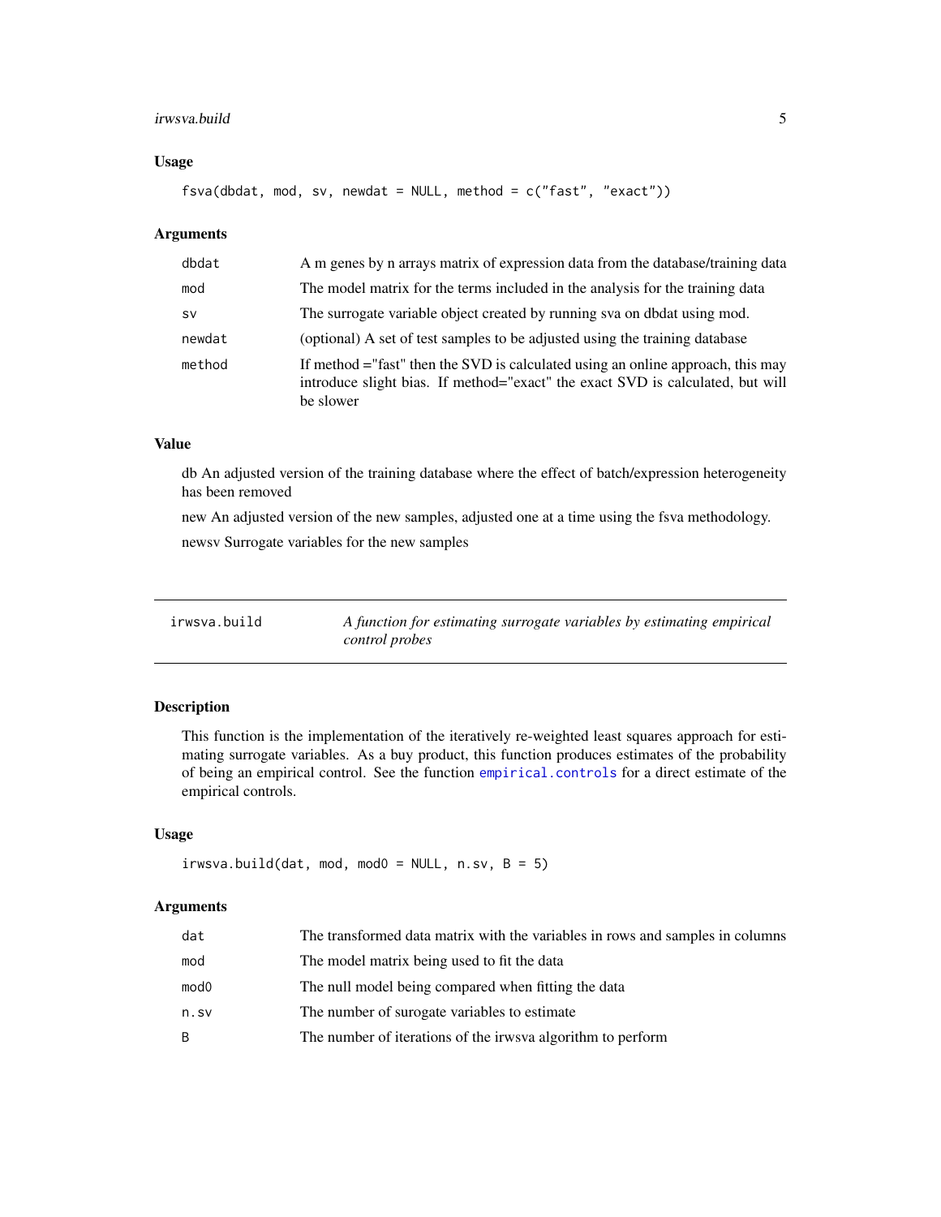### Usage

```
fsva(dbdat, mod, sv, newdat = NULL, method = c("fast", "exact"))
```

### Arguments

| | |
|---|---|
| dbdat | A m genes by n arrays matrix of expression data from the database/training data |
| mod | The model matrix for the terms included in the analysis for the training data |
| sv | The surrogate variable object created by running sva on dbdat using mod. |
| newdat | (optional) A set of test samples to be adjusted using the training database |
| method | If method ="fast" then the SVD is calculated using an online approach, this may introduce slight bias. If method="exact" the exact SVD is calculated, but will be slower |

### Value

db An adjusted version of the training database where the effect of batch/expression heterogeneity has been removed

new An adjusted version of the new samples, adjusted one at a time using the fsva methodology.

newsv Surrogate variables for the new samples

---

## irwsva.build

*A function for estimating surrogate variables by estimating empirical control probes*

---

### Description

This function is the implementation of the iteratively re-weighted least squares approach for estimating surrogate variables. As a buy product, this function produces estimates of the probability of being an empirical control. See the function empirical.controls for a direct estimate of the empirical controls.

### Usage

```
irwsva.build(dat, mod, mod0 = NULL, n.sv, B = 5)
```

### Arguments

| | |
|---|---|
| dat | The transformed data matrix with the variables in rows and samples in columns |
| mod | The model matrix being used to fit the data |
| mod0 | The null model being compared when fitting the data |
| n.sv | The number of surogate variables to estimate |
| B | The number of iterations of the irwsva algorithm to perform |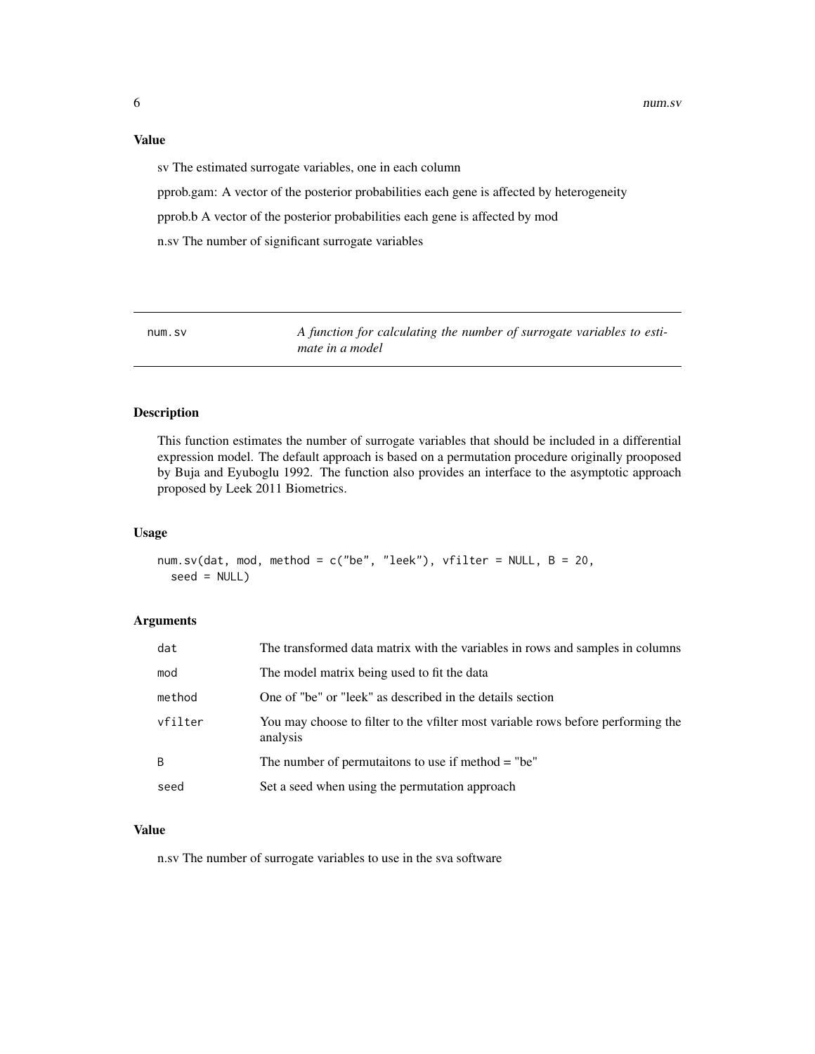### Value

sv The estimated surrogate variables, one in each column

pprob.gam: A vector of the posterior probabilities each gene is affected by heterogeneity

pprob.b A vector of the posterior probabilities each gene is affected by mod

n.sv The number of significant surrogate variables

---

## num.sv — *A function for calculating the number of surrogate variables to estimate in a model*

---

### Description

This function estimates the number of surrogate variables that should be included in a differential expression model. The default approach is based on a permutation procedure originally prooposed by Buja and Eyuboglu 1992. The function also provides an interface to the asymptotic approach proposed by Leek 2011 Biometrics.

### Usage

```
num.sv(dat, mod, method = c("be", "leek"), vfilter = NULL, B = 20,
  seed = NULL)
```

### Arguments

| | |
|---|---|
| dat | The transformed data matrix with the variables in rows and samples in columns |
| mod | The model matrix being used to fit the data |
| method | One of "be" or "leek" as described in the details section |
| vfilter | You may choose to filter to the vfilter most variable rows before performing the analysis |
| B | The number of permutaitons to use if method = "be" |
| seed | Set a seed when using the permutation approach |

### Value

n.sv The number of surrogate variables to use in the sva software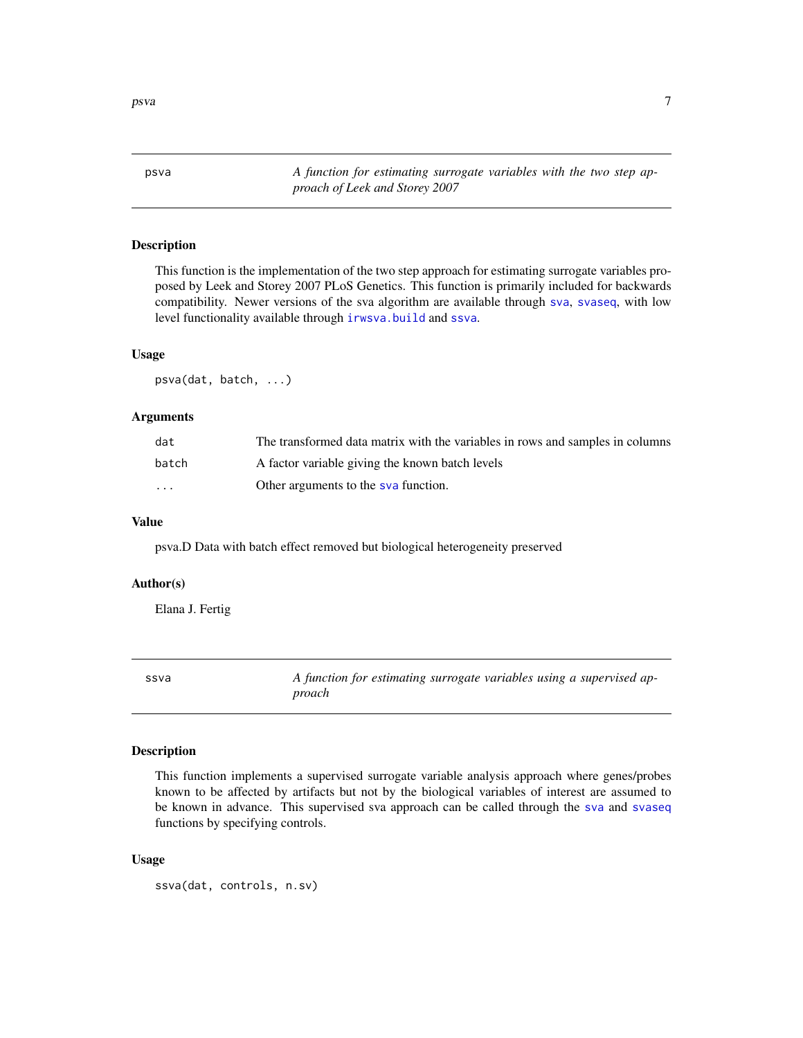## psva

*A function for estimating surrogate variables with the two step approach of Leek and Storey 2007*

### Description

This function is the implementation of the two step approach for estimating surrogate variables proposed by Leek and Storey 2007 PLoS Genetics. This function is primarily included for backwards compatibility. Newer versions of the sva algorithm are available through `sva`, `svaseq`, with low level functionality available through `irwsva.build` and `ssva`.

### Usage

```
psva(dat, batch, ...)
```

### Arguments

| | |
|---|---|
| `dat` | The transformed data matrix with the variables in rows and samples in columns |
| `batch` | A factor variable giving the known batch levels |
| `...` | Other arguments to the `sva` function. |

### Value

psva.D Data with batch effect removed but biological heterogeneity preserved

### Author(s)

Elana J. Fertig

## ssva

*A function for estimating surrogate variables using a supervised approach*

### Description

This function implements a supervised surrogate variable analysis approach where genes/probes known to be affected by artifacts but not by the biological variables of interest are assumed to be known in advance. This supervised sva approach can be called through the `sva` and `svaseq` functions by specifying controls.

### Usage

```
ssva(dat, controls, n.sv)
```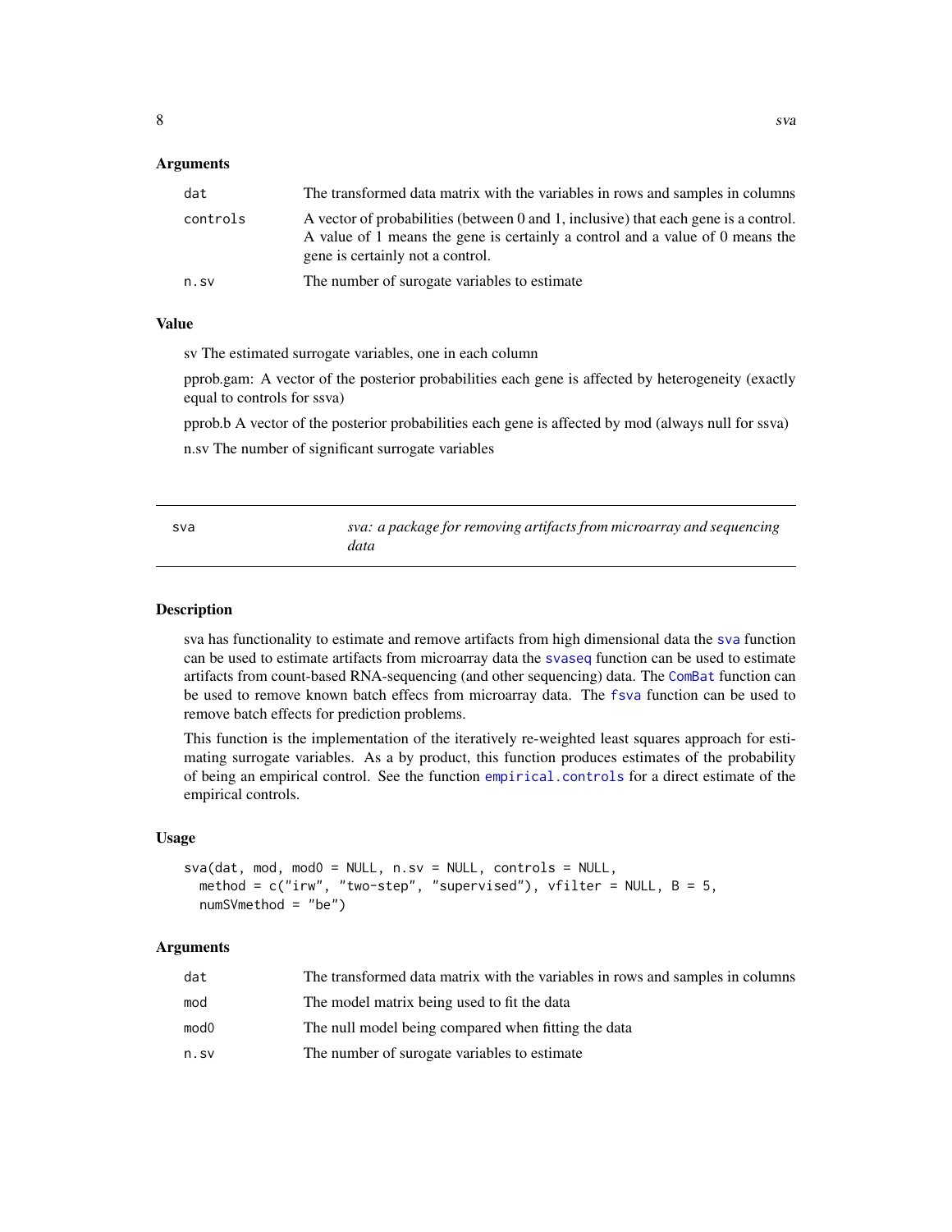### Arguments

| | |
|---|---|
| `dat` | The transformed data matrix with the variables in rows and samples in columns |
| `controls` | A vector of probabilities (between 0 and 1, inclusive) that each gene is a control. A value of 1 means the gene is certainly a control and a value of 0 means the gene is certainly not a control. |
| `n.sv` | The number of surogate variables to estimate |

### Value

sv The estimated surrogate variables, one in each column

pprob.gam: A vector of the posterior probabilities each gene is affected by heterogeneity (exactly equal to controls for ssva)

pprob.b A vector of the posterior probabilities each gene is affected by mod (always null for ssva)

n.sv The number of significant surrogate variables

---

## `sva` — *sva: a package for removing artifacts from microarray and sequencing data*

### Description

sva has functionality to estimate and remove artifacts from high dimensional data the `sva` function can be used to estimate artifacts from microarray data the `svaseq` function can be used to estimate artifacts from count-based RNA-sequencing (and other sequencing) data. The `ComBat` function can be used to remove known batch effecs from microarray data. The `fsva` function can be used to remove batch effects for prediction problems.

This function is the implementation of the iteratively re-weighted least squares approach for estimating surrogate variables. As a by product, this function produces estimates of the probability of being an empirical control. See the function `empirical.controls` for a direct estimate of the empirical controls.

### Usage

```
sva(dat, mod, mod0 = NULL, n.sv = NULL, controls = NULL,
  method = c("irw", "two-step", "supervised"), vfilter = NULL, B = 5,
  numSVmethod = "be")
```

### Arguments

| | |
|---|---|
| `dat` | The transformed data matrix with the variables in rows and samples in columns |
| `mod` | The model matrix being used to fit the data |
| `mod0` | The null model being compared when fitting the data |
| `n.sv` | The number of surogate variables to estimate |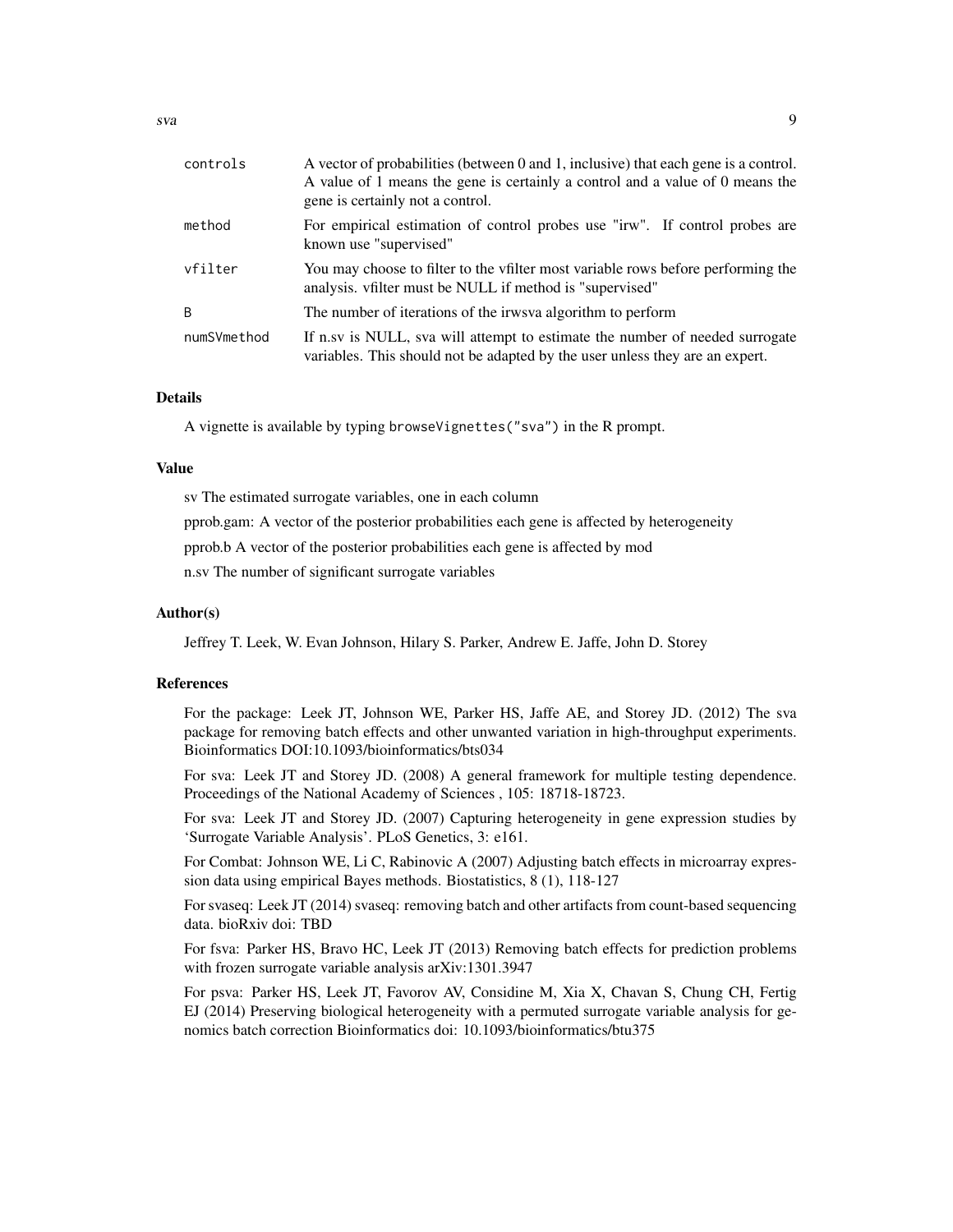| | |
|---|---|
| `controls` | A vector of probabilities (between 0 and 1, inclusive) that each gene is a control. A value of 1 means the gene is certainly a control and a value of 0 means the gene is certainly not a control. |
| `method` | For empirical estimation of control probes use "irw". If control probes are known use "supervised" |
| `vfilter` | You may choose to filter to the vfilter most variable rows before performing the analysis. vfilter must be NULL if method is "supervised" |
| `B` | The number of iterations of the irwsva algorithm to perform |
| `numSVmethod` | If n.sv is NULL, sva will attempt to estimate the number of needed surrogate variables. This should not be adapted by the user unless they are an expert. |

### Details

A vignette is available by typing `browseVignettes("sva")` in the R prompt.

### Value

sv The estimated surrogate variables, one in each column

pprob.gam: A vector of the posterior probabilities each gene is affected by heterogeneity

pprob.b A vector of the posterior probabilities each gene is affected by mod

n.sv The number of significant surrogate variables

### Author(s)

Jeffrey T. Leek, W. Evan Johnson, Hilary S. Parker, Andrew E. Jaffe, John D. Storey

### References

For the package: Leek JT, Johnson WE, Parker HS, Jaffe AE, and Storey JD. (2012) The sva package for removing batch effects and other unwanted variation in high-throughput experiments. Bioinformatics DOI:10.1093/bioinformatics/bts034

For sva: Leek JT and Storey JD. (2008) A general framework for multiple testing dependence. Proceedings of the National Academy of Sciences , 105: 18718-18723.

For sva: Leek JT and Storey JD. (2007) Capturing heterogeneity in gene expression studies by 'Surrogate Variable Analysis'. PLoS Genetics, 3: e161.

For Combat: Johnson WE, Li C, Rabinovic A (2007) Adjusting batch effects in microarray expression data using empirical Bayes methods. Biostatistics, 8 (1), 118-127

For svaseq: Leek JT (2014) svaseq: removing batch and other artifacts from count-based sequencing data. bioRxiv doi: TBD

For fsva: Parker HS, Bravo HC, Leek JT (2013) Removing batch effects for prediction problems with frozen surrogate variable analysis arXiv:1301.3947

For psva: Parker HS, Leek JT, Favorov AV, Considine M, Xia X, Chavan S, Chung CH, Fertig EJ (2014) Preserving biological heterogeneity with a permuted surrogate variable analysis for genomics batch correction Bioinformatics doi: 10.1093/bioinformatics/btu375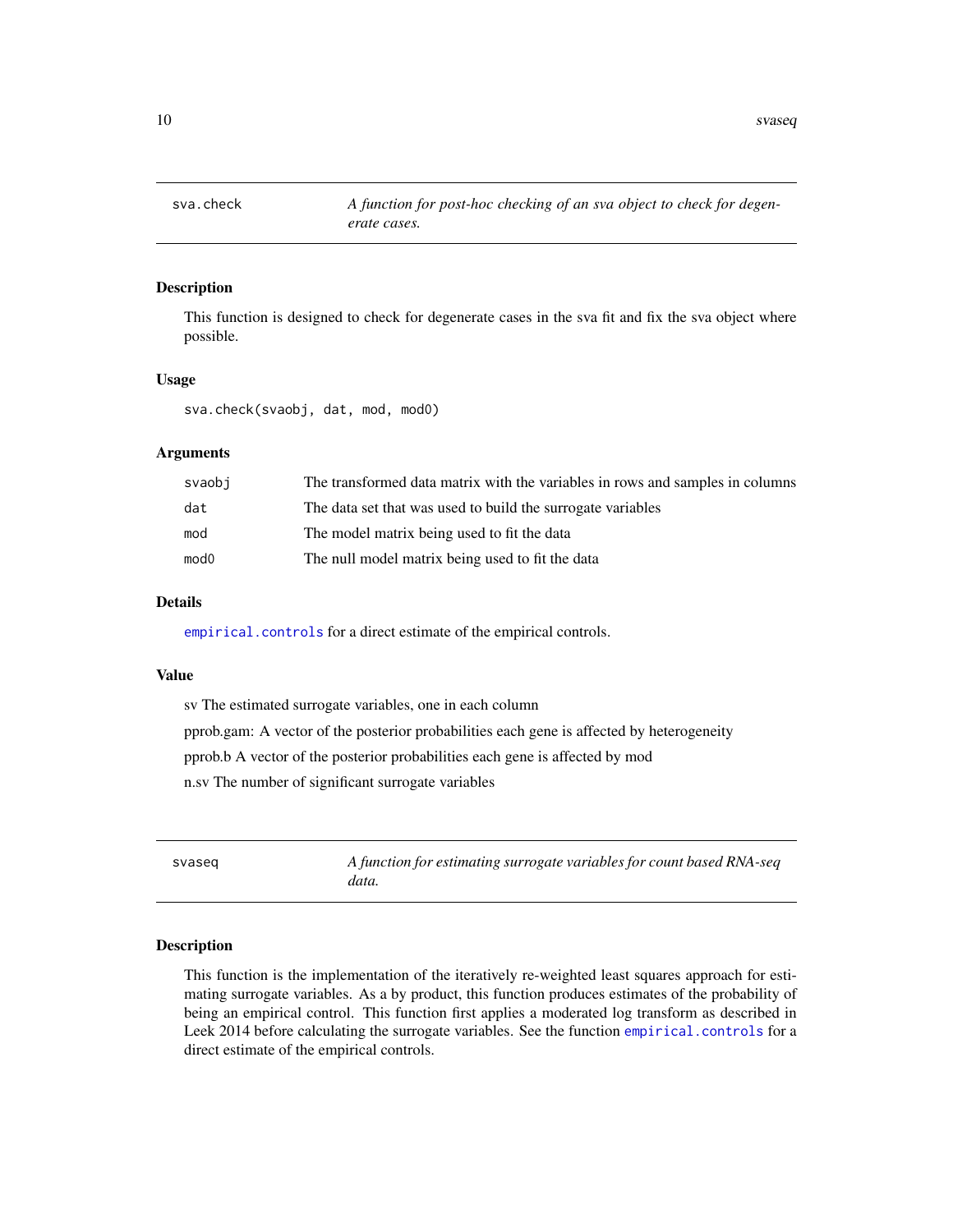## sva.check

*A function for post-hoc checking of an sva object to check for degenerate cases.*

### Description

This function is designed to check for degenerate cases in the sva fit and fix the sva object where possible.

### Usage

```
sva.check(svaobj, dat, mod, mod0)
```

### Arguments

| | |
|---|---|
| svaobj | The transformed data matrix with the variables in rows and samples in columns |
| dat | The data set that was used to build the surrogate variables |
| mod | The model matrix being used to fit the data |
| mod0 | The null model matrix being used to fit the data |

### Details

empirical.controls for a direct estimate of the empirical controls.

### Value

sv The estimated surrogate variables, one in each column

pprob.gam: A vector of the posterior probabilities each gene is affected by heterogeneity

pprob.b A vector of the posterior probabilities each gene is affected by mod

n.sv The number of significant surrogate variables

## svaseq

*A function for estimating surrogate variables for count based RNA-seq data.*

### Description

This function is the implementation of the iteratively re-weighted least squares approach for estimating surrogate variables. As a by product, this function produces estimates of the probability of being an empirical control. This function first applies a moderated log transform as described in Leek 2014 before calculating the surrogate variables. See the function empirical.controls for a direct estimate of the empirical controls.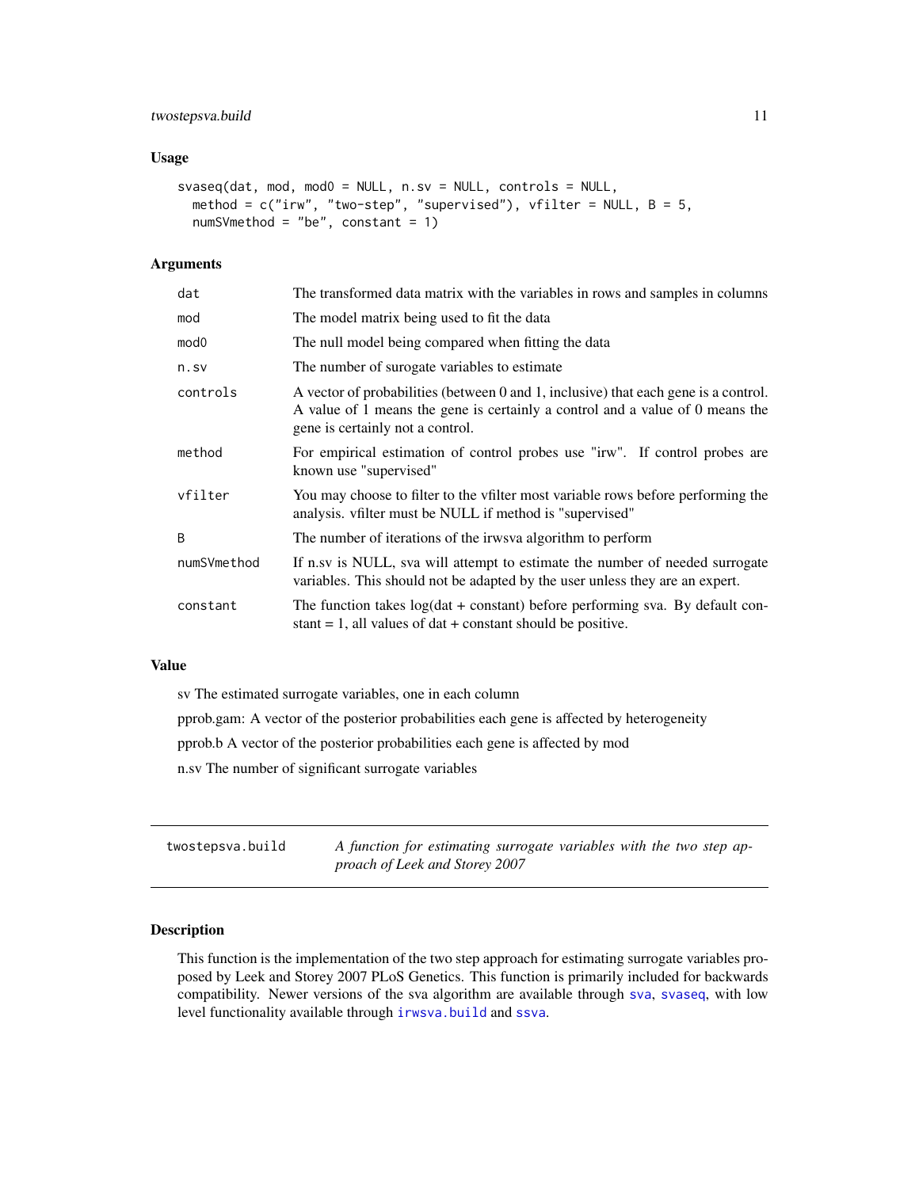## Usage

```
svaseq(dat, mod, mod0 = NULL, n.sv = NULL, controls = NULL,
  method = c("irw", "two-step", "supervised"), vfilter = NULL, B = 5,
  numSVmethod = "be", constant = 1)
```

## Arguments

| | |
|---|---|
| dat | The transformed data matrix with the variables in rows and samples in columns |
| mod | The model matrix being used to fit the data |
| mod0 | The null model being compared when fitting the data |
| n.sv | The number of surogate variables to estimate |
| controls | A vector of probabilities (between 0 and 1, inclusive) that each gene is a control. A value of 1 means the gene is certainly a control and a value of 0 means the gene is certainly not a control. |
| method | For empirical estimation of control probes use "irw". If control probes are known use "supervised" |
| vfilter | You may choose to filter to the vfilter most variable rows before performing the analysis. vfilter must be NULL if method is "supervised" |
| B | The number of iterations of the irwsva algorithm to perform |
| numSVmethod | If n.sv is NULL, sva will attempt to estimate the number of needed surrogate variables. This should not be adapted by the user unless they are an expert. |
| constant | The function takes log(dat + constant) before performing sva. By default constant = 1, all values of dat + constant should be positive. |

## Value

sv The estimated surrogate variables, one in each column

pprob.gam: A vector of the posterior probabilities each gene is affected by heterogeneity

pprob.b A vector of the posterior probabilities each gene is affected by mod

n.sv The number of significant surrogate variables

---

# twostepsva.build — *A function for estimating surrogate variables with the two step approach of Leek and Storey 2007*

## Description

This function is the implementation of the two step approach for estimating surrogate variables proposed by Leek and Storey 2007 PLoS Genetics. This function is primarily included for backwards compatibility. Newer versions of the sva algorithm are available through sva, svaseq, with low level functionality available through irwsva.build and ssva.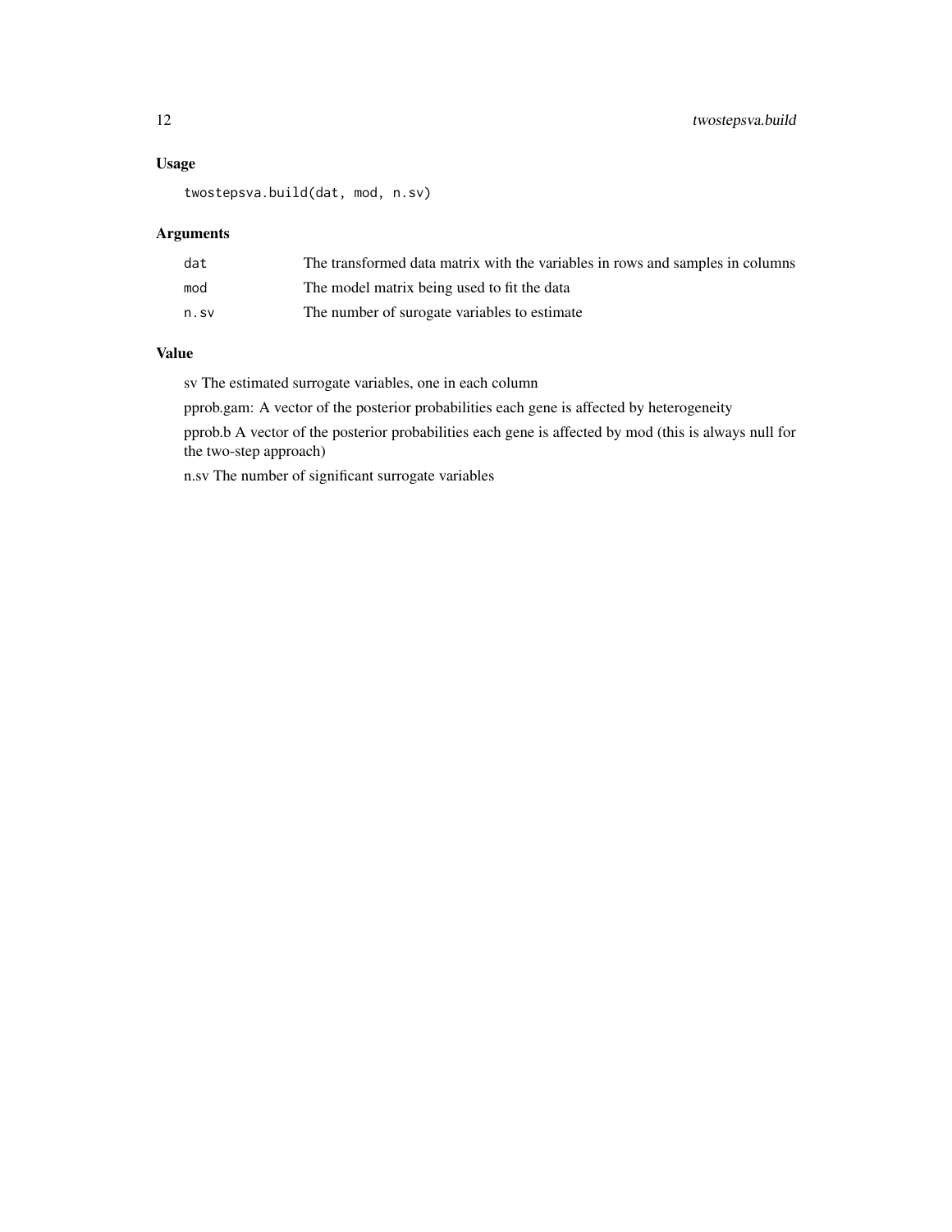### Usage

```
twostepsva.build(dat, mod, n.sv)
```

### Arguments

| | |
|---|---|
| `dat` | The transformed data matrix with the variables in rows and samples in columns |
| `mod` | The model matrix being used to fit the data |
| `n.sv` | The number of surogate variables to estimate |

### Value

sv The estimated surrogate variables, one in each column

pprob.gam: A vector of the posterior probabilities each gene is affected by heterogeneity

pprob.b A vector of the posterior probabilities each gene is affected by mod (this is always null for the two-step approach)

n.sv The number of significant surrogate variables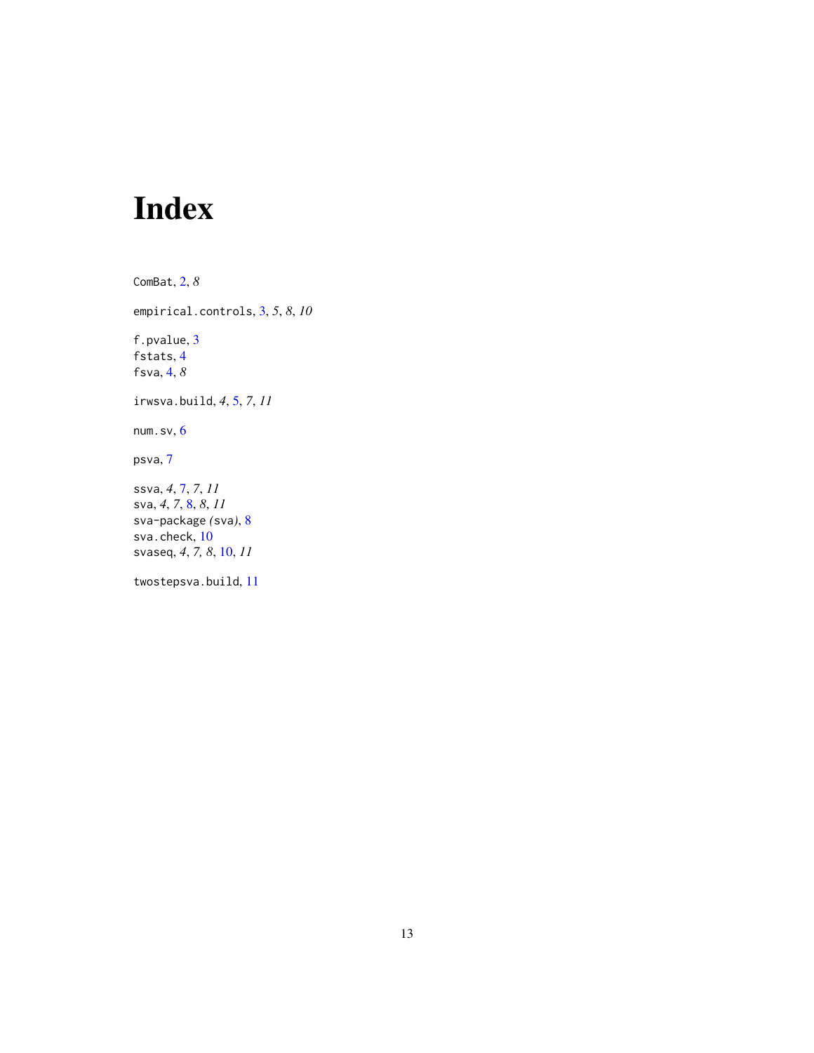# Index

ComBat, 2, *8*

empirical.controls, 3, *5*, *8*, *10*

f.pvalue, 3
fstats, 4
fsva, 4, *8*

irwsva.build, *4*, 5, *7*, *11*

num.sv, 6

psva, 7

ssva, *4*, 7, *7*, *11*
sva, *4*, *7*, 8, *8*, *11*
sva-package *(*sva*)*, 8
sva.check, 10
svaseq, *4*, *7, 8*, 10, *11*

twostepsva.build, 11